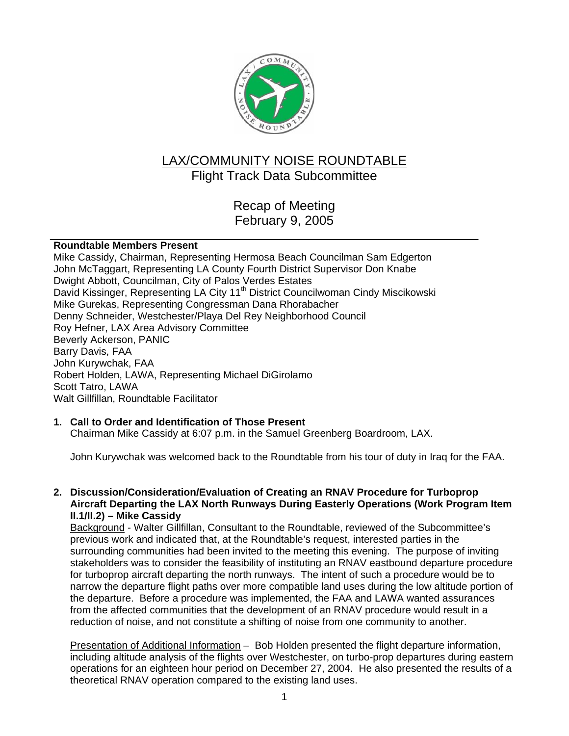# LAX/COMMUNITY NOISE ROUNDTABLE

## Flight Track Data Subcommittee

## Recap of Meeting
## February 9, 2005

**Roundtable Members Present**

Mike Cassidy, Chairman, Representing Hermosa Beach Councilman Sam Edgerton
John McTaggart, Representing LA County Fourth District Supervisor Don Knabe
Dwight Abbott, Councilman, City of Palos Verdes Estates
David Kissinger, Representing LA City 11th District Councilwoman Cindy Miscikowski
Mike Gurekas, Representing Congressman Dana Rhorabacher
Denny Schneider, Westchester/Playa Del Rey Neighborhood Council
Roy Hefner, LAX Area Advisory Committee
Beverly Ackerson, PANIC
Barry Davis, FAA
John Kurywchak, FAA
Robert Holden, LAWA, Representing Michael DiGirolamo
Scott Tatro, LAWA
Walt Gillfillan, Roundtable Facilitator

**1. Call to Order and Identification of Those Present**

Chairman Mike Cassidy at 6:07 p.m. in the Samuel Greenberg Boardroom, LAX.

John Kurywchak was welcomed back to the Roundtable from his tour of duty in Iraq for the FAA.

**2. Discussion/Consideration/Evaluation of Creating an RNAV Procedure for Turboprop Aircraft Departing the LAX North Runways During Easterly Operations (Work Program Item II.1/II.2) – Mike Cassidy**

Background - Walter Gillfillan, Consultant to the Roundtable, reviewed of the Subcommittee's previous work and indicated that, at the Roundtable's request, interested parties in the surrounding communities had been invited to the meeting this evening. The purpose of inviting stakeholders was to consider the feasibility of instituting an RNAV eastbound departure procedure for turboprop aircraft departing the north runways. The intent of such a procedure would be to narrow the departure flight paths over more compatible land uses during the low altitude portion of the departure. Before a procedure was implemented, the FAA and LAWA wanted assurances from the affected communities that the development of an RNAV procedure would result in a reduction of noise, and not constitute a shifting of noise from one community to another.

Presentation of Additional Information – Bob Holden presented the flight departure information, including altitude analysis of the flights over Westchester, on turbo-prop departures during eastern operations for an eighteen hour period on December 27, 2004. He also presented the results of a theoretical RNAV operation compared to the existing land uses.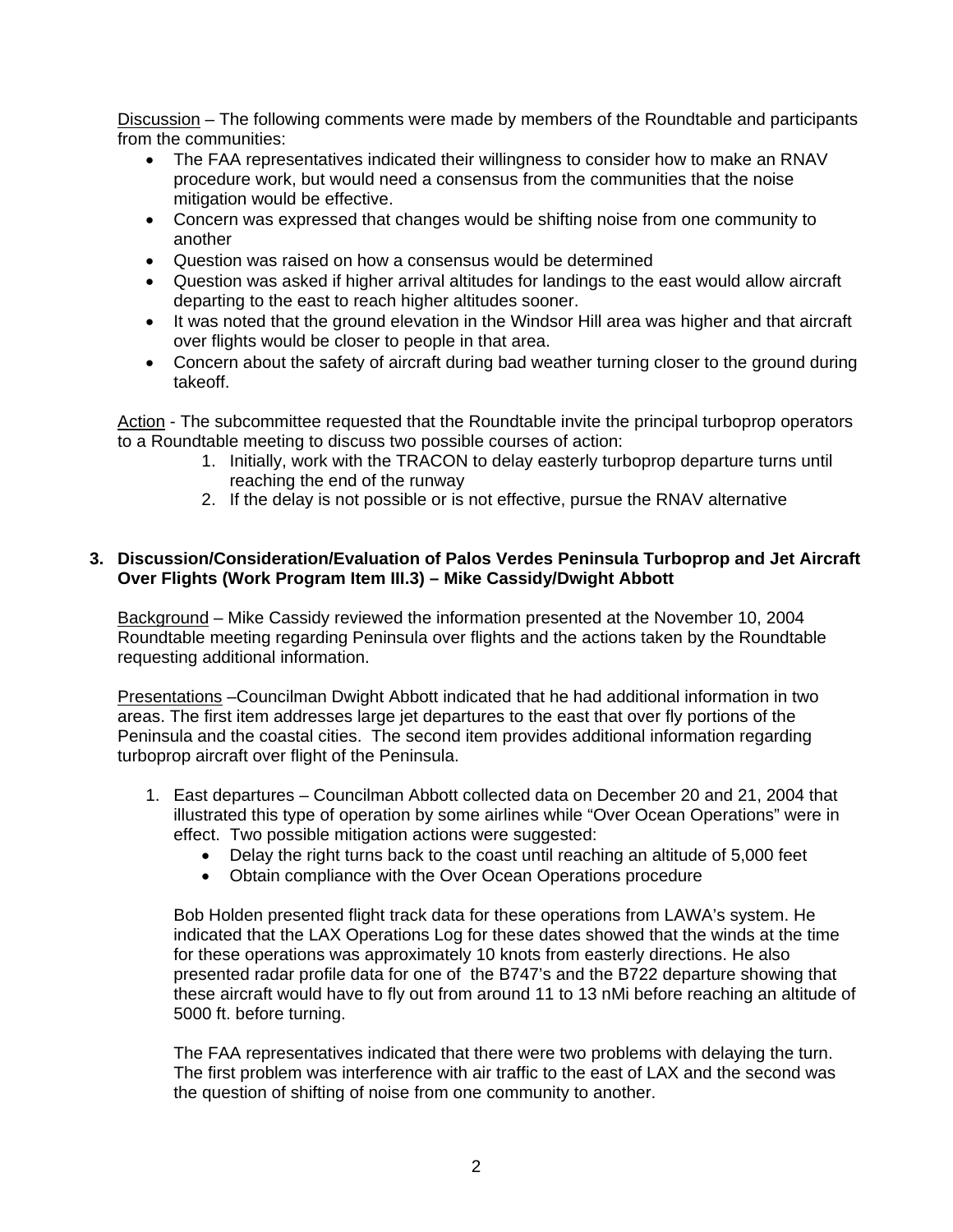Discussion – The following comments were made by members of the Roundtable and participants from the communities:

- The FAA representatives indicated their willingness to consider how to make an RNAV procedure work, but would need a consensus from the communities that the noise mitigation would be effective.
- Concern was expressed that changes would be shifting noise from one community to another
- Question was raised on how a consensus would be determined
- Question was asked if higher arrival altitudes for landings to the east would allow aircraft departing to the east to reach higher altitudes sooner.
- It was noted that the ground elevation in the Windsor Hill area was higher and that aircraft over flights would be closer to people in that area.
- Concern about the safety of aircraft during bad weather turning closer to the ground during takeoff.

Action - The subcommittee requested that the Roundtable invite the principal turboprop operators to a Roundtable meeting to discuss two possible courses of action:

1. Initially, work with the TRACON to delay easterly turboprop departure turns until reaching the end of the runway
2. If the delay is not possible or is not effective, pursue the RNAV alternative

**3. Discussion/Consideration/Evaluation of Palos Verdes Peninsula Turboprop and Jet Aircraft Over Flights (Work Program Item III.3) – Mike Cassidy/Dwight Abbott**

Background – Mike Cassidy reviewed the information presented at the November 10, 2004 Roundtable meeting regarding Peninsula over flights and the actions taken by the Roundtable requesting additional information.

Presentations –Councilman Dwight Abbott indicated that he had additional information in two areas. The first item addresses large jet departures to the east that over fly portions of the Peninsula and the coastal cities. The second item provides additional information regarding turboprop aircraft over flight of the Peninsula.

1. East departures – Councilman Abbott collected data on December 20 and 21, 2004 that illustrated this type of operation by some airlines while "Over Ocean Operations" were in effect. Two possible mitigation actions were suggested:
   - Delay the right turns back to the coast until reaching an altitude of 5,000 feet
   - Obtain compliance with the Over Ocean Operations procedure

   Bob Holden presented flight track data for these operations from LAWA's system. He indicated that the LAX Operations Log for these dates showed that the winds at the time for these operations was approximately 10 knots from easterly directions. He also presented radar profile data for one of the B747's and the B722 departure showing that these aircraft would have to fly out from around 11 to 13 nMi before reaching an altitude of 5000 ft. before turning.

   The FAA representatives indicated that there were two problems with delaying the turn. The first problem was interference with air traffic to the east of LAX and the second was the question of shifting of noise from one community to another.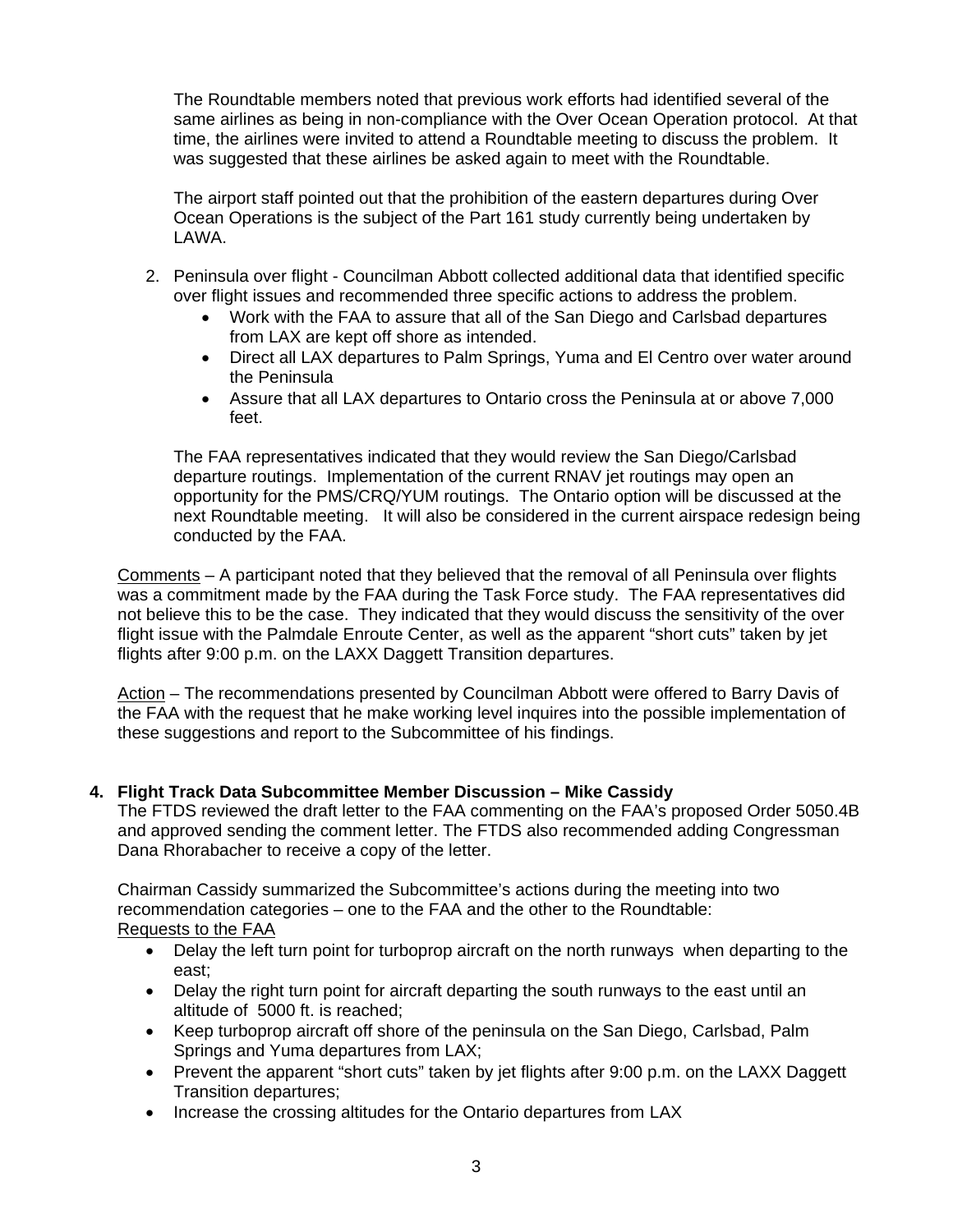The Roundtable members noted that previous work efforts had identified several of the same airlines as being in non-compliance with the Over Ocean Operation protocol. At that time, the airlines were invited to attend a Roundtable meeting to discuss the problem. It was suggested that these airlines be asked again to meet with the Roundtable.

The airport staff pointed out that the prohibition of the eastern departures during Over Ocean Operations is the subject of the Part 161 study currently being undertaken by LAWA.

2. Peninsula over flight - Councilman Abbott collected additional data that identified specific over flight issues and recommended three specific actions to address the problem.
   - Work with the FAA to assure that all of the San Diego and Carlsbad departures from LAX are kept off shore as intended.
   - Direct all LAX departures to Palm Springs, Yuma and El Centro over water around the Peninsula
   - Assure that all LAX departures to Ontario cross the Peninsula at or above 7,000 feet.

   The FAA representatives indicated that they would review the San Diego/Carlsbad departure routings. Implementation of the current RNAV jet routings may open an opportunity for the PMS/CRQ/YUM routings. The Ontario option will be discussed at the next Roundtable meeting. It will also be considered in the current airspace redesign being conducted by the FAA.

<u>Comments</u> – A participant noted that they believed that the removal of all Peninsula over flights was a commitment made by the FAA during the Task Force study. The FAA representatives did not believe this to be the case. They indicated that they would discuss the sensitivity of the over flight issue with the Palmdale Enroute Center, as well as the apparent "short cuts" taken by jet flights after 9:00 p.m. on the LAXX Daggett Transition departures.

<u>Action</u> – The recommendations presented by Councilman Abbott were offered to Barry Davis of the FAA with the request that he make working level inquires into the possible implementation of these suggestions and report to the Subcommittee of his findings.

**4. Flight Track Data Subcommittee Member Discussion – Mike Cassidy**

The FTDS reviewed the draft letter to the FAA commenting on the FAA's proposed Order 5050.4B and approved sending the comment letter. The FTDS also recommended adding Congressman Dana Rhorabacher to receive a copy of the letter.

Chairman Cassidy summarized the Subcommittee's actions during the meeting into two recommendation categories – one to the FAA and the other to the Roundtable:

<u>Requests to the FAA</u>

- Delay the left turn point for turboprop aircraft on the north runways when departing to the east;
- Delay the right turn point for aircraft departing the south runways to the east until an altitude of 5000 ft. is reached;
- Keep turboprop aircraft off shore of the peninsula on the San Diego, Carlsbad, Palm Springs and Yuma departures from LAX;
- Prevent the apparent "short cuts" taken by jet flights after 9:00 p.m. on the LAXX Daggett Transition departures;
- Increase the crossing altitudes for the Ontario departures from LAX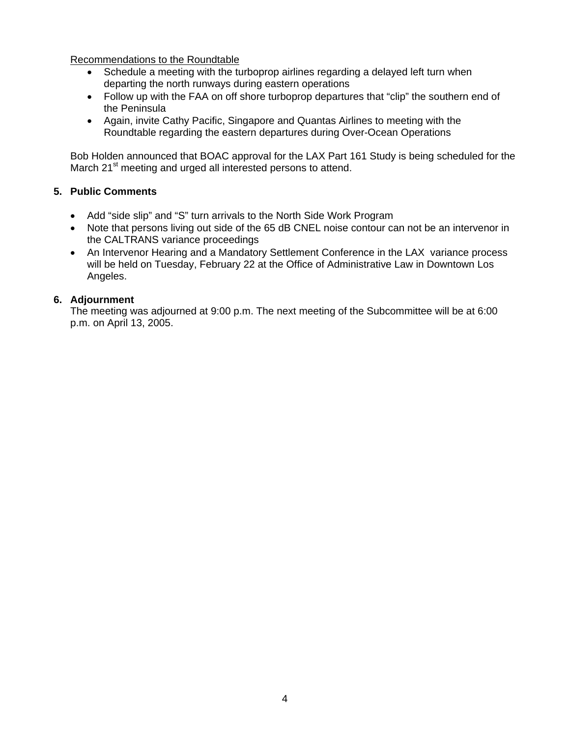Recommendations to the Roundtable

- Schedule a meeting with the turboprop airlines regarding a delayed left turn when departing the north runways during eastern operations
- Follow up with the FAA on off shore turboprop departures that "clip" the southern end of the Peninsula
- Again, invite Cathy Pacific, Singapore and Quantas Airlines to meeting with the Roundtable regarding the eastern departures during Over-Ocean Operations

Bob Holden announced that BOAC approval for the LAX Part 161 Study is being scheduled for the March 21st meeting and urged all interested persons to attend.

**5. Public Comments**

- Add "side slip" and "S" turn arrivals to the North Side Work Program
- Note that persons living out side of the 65 dB CNEL noise contour can not be an intervenor in the CALTRANS variance proceedings
- An Intervenor Hearing and a Mandatory Settlement Conference in the LAX variance process will be held on Tuesday, February 22 at the Office of Administrative Law in Downtown Los Angeles.

**6. Adjournment**

The meeting was adjourned at 9:00 p.m. The next meeting of the Subcommittee will be at 6:00 p.m. on April 13, 2005.